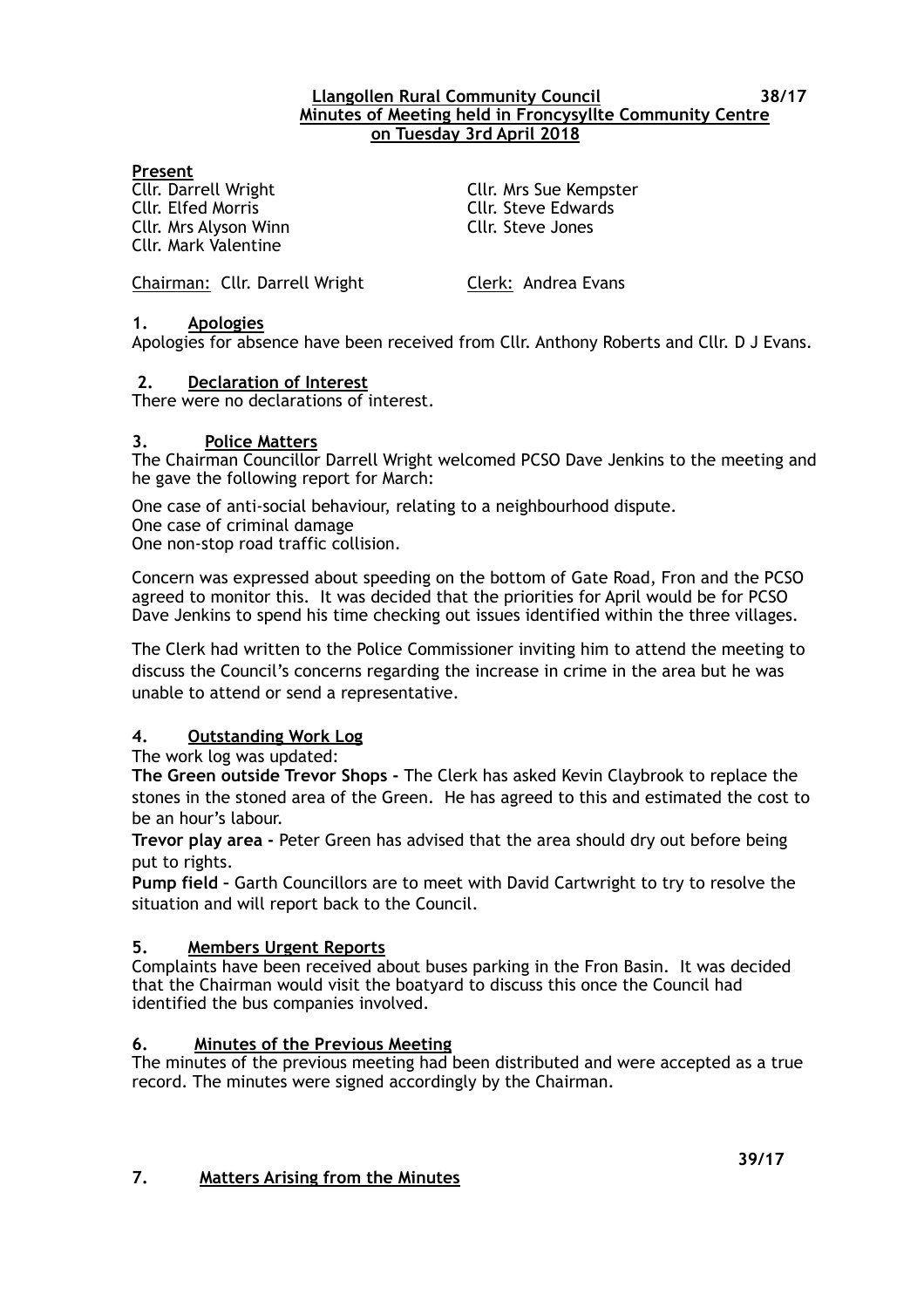**Llangollen Rural Community Council**
**Minutes of Meeting held in Froncysyllte Community Centre**
**on Tuesday 3rd April 2018**

**Present**

Cllr. Darrell Wright
Cllr. Elfed Morris
Cllr. Mrs Alyson Winn
Cllr. Mark Valentine
Cllr. Mrs Sue Kempster
Cllr. Steve Edwards
Cllr. Steve Jones

Chairman: Cllr. Darrell Wright
Clerk: Andrea Evans

## 1. Apologies

Apologies for absence have been received from Cllr. Anthony Roberts and Cllr. D J Evans.

## 2. Declaration of Interest

There were no declarations of interest.

## 3. Police Matters

The Chairman Councillor Darrell Wright welcomed PCSO Dave Jenkins to the meeting and he gave the following report for March:

One case of anti-social behaviour, relating to a neighbourhood dispute.
One case of criminal damage
One non-stop road traffic collision.

Concern was expressed about speeding on the bottom of Gate Road, Fron and the PCSO agreed to monitor this. It was decided that the priorities for April would be for PCSO Dave Jenkins to spend his time checking out issues identified within the three villages.

The Clerk had written to the Police Commissioner inviting him to attend the meeting to discuss the Council's concerns regarding the increase in crime in the area but he was unable to attend or send a representative.

## 4. Outstanding Work Log

The work log was updated:

**The Green outside Trevor Shops -** The Clerk has asked Kevin Claybrook to replace the stones in the stoned area of the Green. He has agreed to this and estimated the cost to be an hour's labour.

**Trevor play area -** Peter Green has advised that the area should dry out before being put to rights.

**Pump field –** Garth Councillors are to meet with David Cartwright to try to resolve the situation and will report back to the Council.

## 5. Members Urgent Reports

Complaints have been received about buses parking in the Fron Basin. It was decided that the Chairman would visit the boatyard to discuss this once the Council had identified the bus companies involved.

## 6. Minutes of the Previous Meeting

The minutes of the previous meeting had been distributed and were accepted as a true record. The minutes were signed accordingly by the Chairman.

## 7. Matters Arising from the Minutes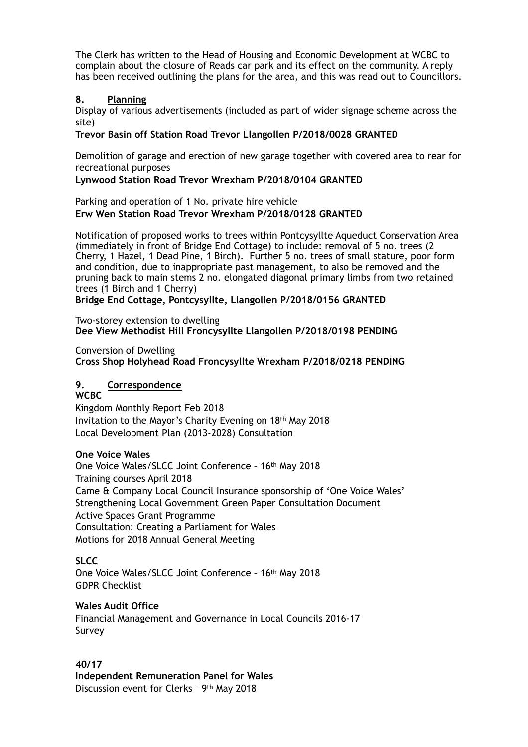The Clerk has written to the Head of Housing and Economic Development at WCBC to complain about the closure of Reads car park and its effect on the community. A reply has been received outlining the plans for the area, and this was read out to Councillors.

## 8. Planning

Display of various advertisements (included as part of wider signage scheme across the site)

**Trevor Basin off Station Road Trevor Llangollen P/2018/0028 GRANTED**

Demolition of garage and erection of new garage together with covered area to rear for recreational purposes

**Lynwood Station Road Trevor Wrexham P/2018/0104 GRANTED**

Parking and operation of 1 No. private hire vehicle

**Erw Wen Station Road Trevor Wrexham P/2018/0128 GRANTED**

Notification of proposed works to trees within Pontcysyllte Aqueduct Conservation Area (immediately in front of Bridge End Cottage) to include: removal of 5 no. trees (2 Cherry, 1 Hazel, 1 Dead Pine, 1 Birch). Further 5 no. trees of small stature, poor form and condition, due to inappropriate past management, to also be removed and the pruning back to main stems 2 no. elongated diagonal primary limbs from two retained trees (1 Birch and 1 Cherry)

**Bridge End Cottage, Pontcysyllte, Llangollen P/2018/0156 GRANTED**

Two-storey extension to dwelling

**Dee View Methodist Hill Froncysyllte Llangollen P/2018/0198 PENDING**

Conversion of Dwelling

**Cross Shop Holyhead Road Froncysyllte Wrexham P/2018/0218 PENDING**

## 9. Correspondence

**WCBC**

Kingdom Monthly Report Feb 2018
Invitation to the Mayor's Charity Evening on 18th May 2018
Local Development Plan (2013-2028) Consultation

**One Voice Wales**

One Voice Wales/SLCC Joint Conference – 16th May 2018
Training courses April 2018
Came & Company Local Council Insurance sponsorship of 'One Voice Wales'
Strengthening Local Government Green Paper Consultation Document
Active Spaces Grant Programme
Consultation: Creating a Parliament for Wales
Motions for 2018 Annual General Meeting

**SLCC**

One Voice Wales/SLCC Joint Conference – 16th May 2018
GDPR Checklist

**Wales Audit Office**

Financial Management and Governance in Local Councils 2016-17
Survey

**40/17**

**Independent Remuneration Panel for Wales**

Discussion event for Clerks – 9th May 2018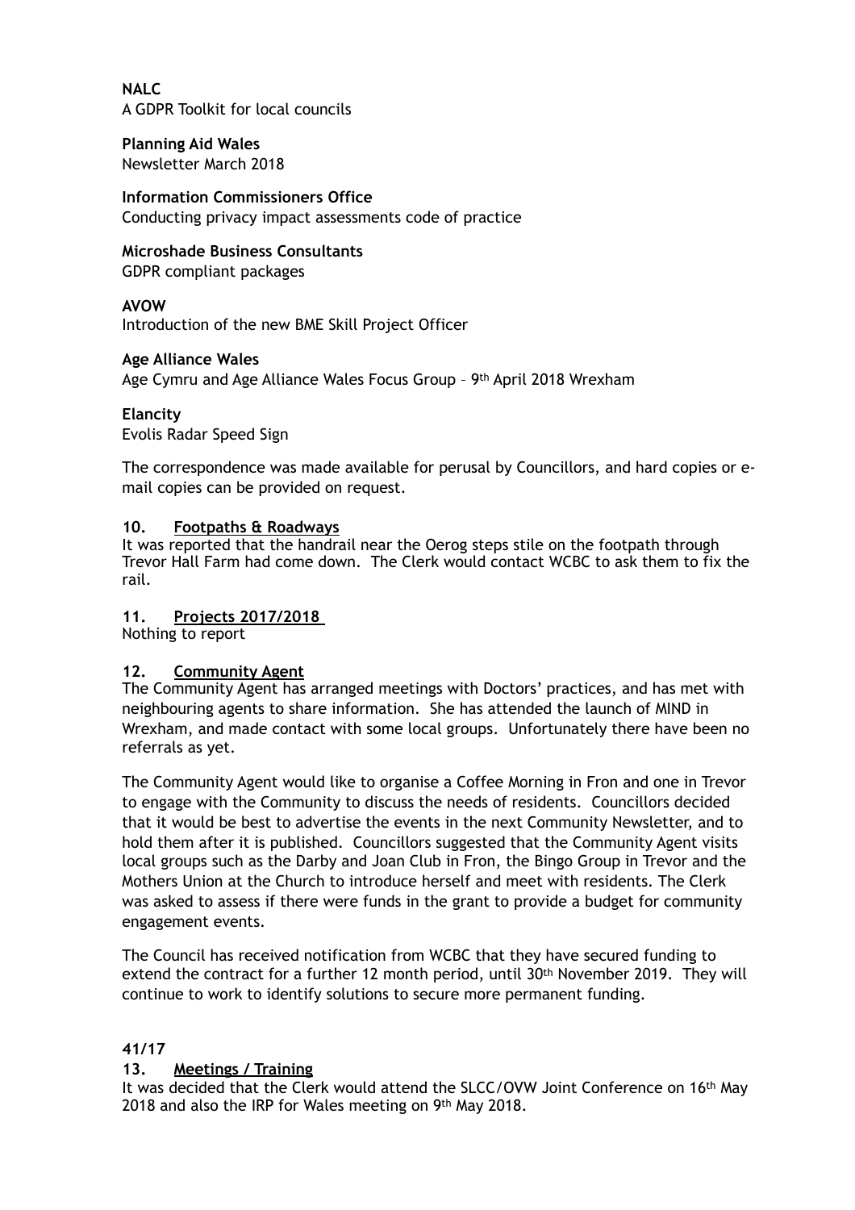**NALC**
A GDPR Toolkit for local councils

**Planning Aid Wales**
Newsletter March 2018

**Information Commissioners Office**
Conducting privacy impact assessments code of practice

**Microshade Business Consultants**
GDPR compliant packages

**AVOW**
Introduction of the new BME Skill Project Officer

**Age Alliance Wales**
Age Cymru and Age Alliance Wales Focus Group – 9th April 2018 Wrexham

**Elancity**
Evolis Radar Speed Sign

The correspondence was made available for perusal by Councillors, and hard copies or e-mail copies can be provided on request.

**10. Footpaths & Roadways**

It was reported that the handrail near the Oerog steps stile on the footpath through Trevor Hall Farm had come down. The Clerk would contact WCBC to ask them to fix the rail.

**11. Projects 2017/2018**

Nothing to report

**12. Community Agent**

The Community Agent has arranged meetings with Doctors' practices, and has met with neighbouring agents to share information. She has attended the launch of MIND in Wrexham, and made contact with some local groups. Unfortunately there have been no referrals as yet.

The Community Agent would like to organise a Coffee Morning in Fron and one in Trevor to engage with the Community to discuss the needs of residents. Councillors decided that it would be best to advertise the events in the next Community Newsletter, and to hold them after it is published. Councillors suggested that the Community Agent visits local groups such as the Darby and Joan Club in Fron, the Bingo Group in Trevor and the Mothers Union at the Church to introduce herself and meet with residents. The Clerk was asked to assess if there were funds in the grant to provide a budget for community engagement events.

The Council has received notification from WCBC that they have secured funding to extend the contract for a further 12 month period, until 30th November 2019. They will continue to work to identify solutions to secure more permanent funding.

**41/17**

**13. Meetings / Training**

It was decided that the Clerk would attend the SLCC/OVW Joint Conference on 16th May 2018 and also the IRP for Wales meeting on 9th May 2018.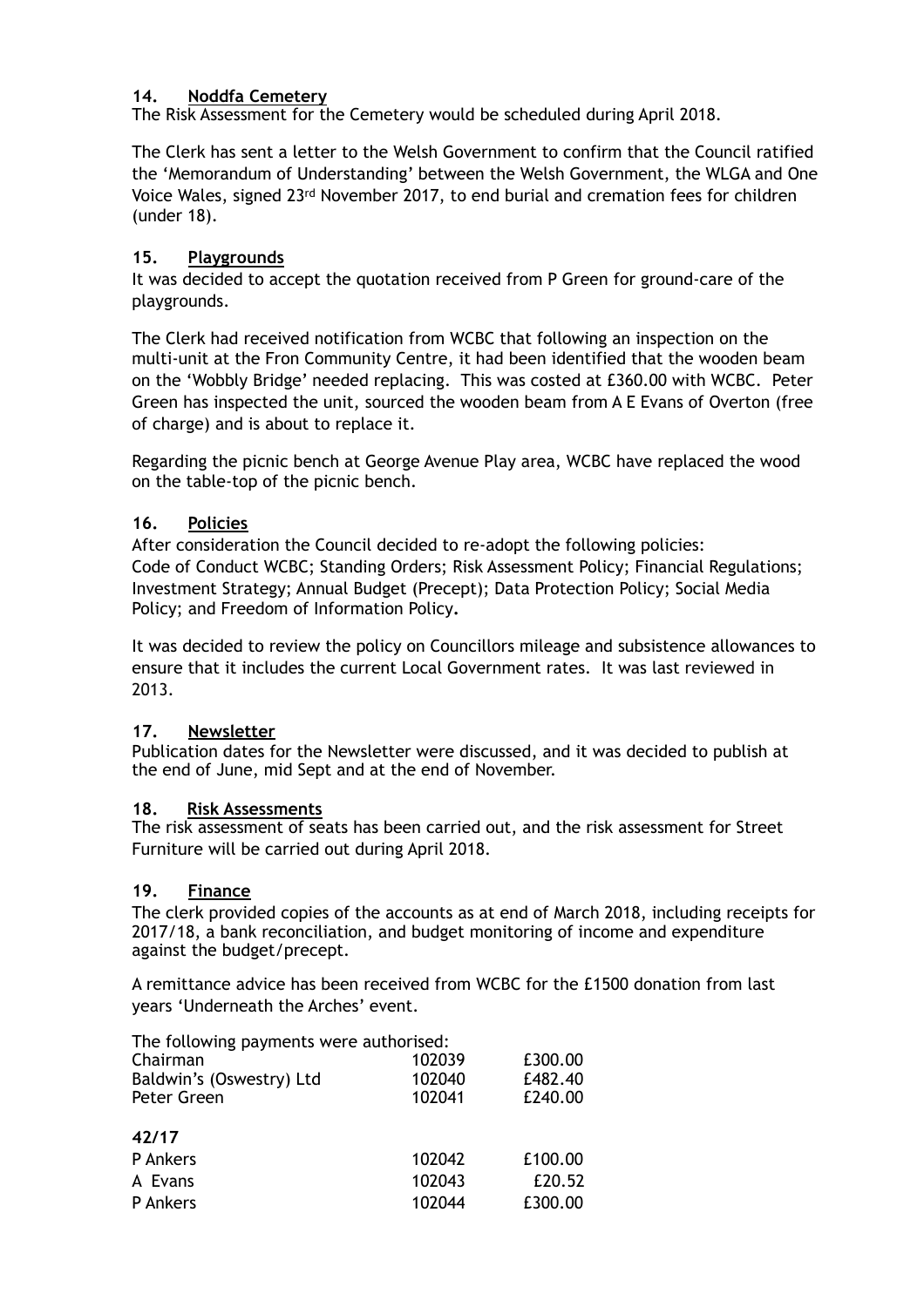## 14. Noddfa Cemetery

The Risk Assessment for the Cemetery would be scheduled during April 2018.

The Clerk has sent a letter to the Welsh Government to confirm that the Council ratified the 'Memorandum of Understanding' between the Welsh Government, the WLGA and One Voice Wales, signed 23rd November 2017, to end burial and cremation fees for children (under 18).

## 15. Playgrounds

It was decided to accept the quotation received from P Green for ground-care of the playgrounds.

The Clerk had received notification from WCBC that following an inspection on the multi-unit at the Fron Community Centre, it had been identified that the wooden beam on the 'Wobbly Bridge' needed replacing. This was costed at £360.00 with WCBC. Peter Green has inspected the unit, sourced the wooden beam from A E Evans of Overton (free of charge) and is about to replace it.

Regarding the picnic bench at George Avenue Play area, WCBC have replaced the wood on the table-top of the picnic bench.

## 16. Policies

After consideration the Council decided to re-adopt the following policies: Code of Conduct WCBC; Standing Orders; Risk Assessment Policy; Financial Regulations; Investment Strategy; Annual Budget (Precept); Data Protection Policy; Social Media Policy; and Freedom of Information Policy**.**

It was decided to review the policy on Councillors mileage and subsistence allowances to ensure that it includes the current Local Government rates. It was last reviewed in 2013.

## 17. Newsletter

Publication dates for the Newsletter were discussed, and it was decided to publish at the end of June, mid Sept and at the end of November.

## 18. Risk Assessments

The risk assessment of seats has been carried out, and the risk assessment for Street Furniture will be carried out during April 2018.

## 19. Finance

The clerk provided copies of the accounts as at end of March 2018, including receipts for 2017/18, a bank reconciliation, and budget monitoring of income and expenditure against the budget/precept.

A remittance advice has been received from WCBC for the £1500 donation from last years 'Underneath the Arches' event.

The following payments were authorised:

| | | |
|---|---|---|
| Chairman | 102039 | £300.00 |
| Baldwin's (Oswestry) Ltd | 102040 | £482.40 |
| Peter Green | 102041 | £240.00 |

**42/17**

| | | |
|---|---|---|
| P Ankers | 102042 | £100.00 |
| A Evans | 102043 | £20.52 |
| P Ankers | 102044 | £300.00 |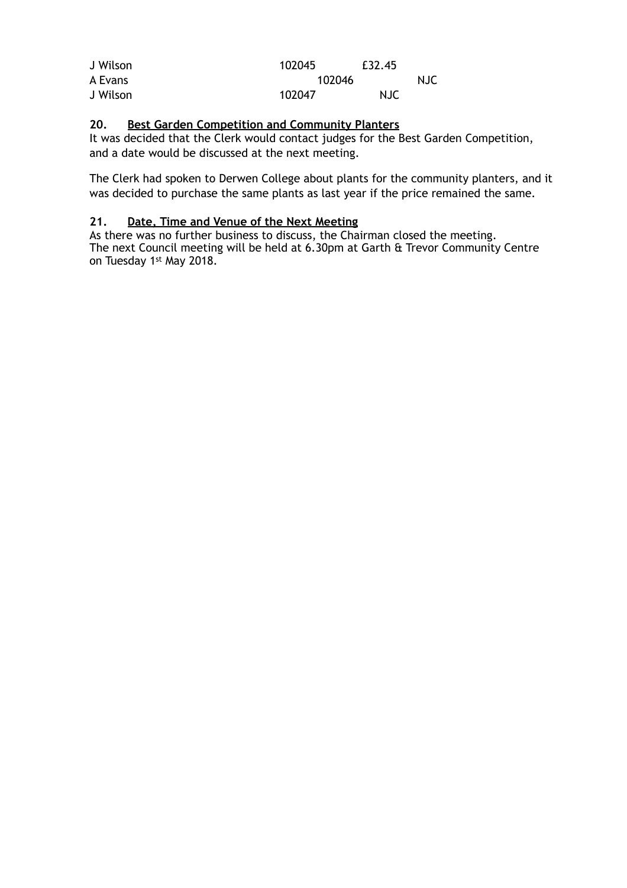| | | |
|---|---|---|
| J Wilson | 102045 | £32.45 |
| A Evans | 102046 | NJC |
| J Wilson | 102047 | NJC |

**20. <u>Best Garden Competition and Community Planters</u>**

It was decided that the Clerk would contact judges for the Best Garden Competition, and a date would be discussed at the next meeting.

The Clerk had spoken to Derwen College about plants for the community planters, and it was decided to purchase the same plants as last year if the price remained the same.

**21. <u>Date, Time and Venue of the Next Meeting</u>**

As there was no further business to discuss, the Chairman closed the meeting.
The next Council meeting will be held at 6.30pm at Garth & Trevor Community Centre on Tuesday 1st May 2018.